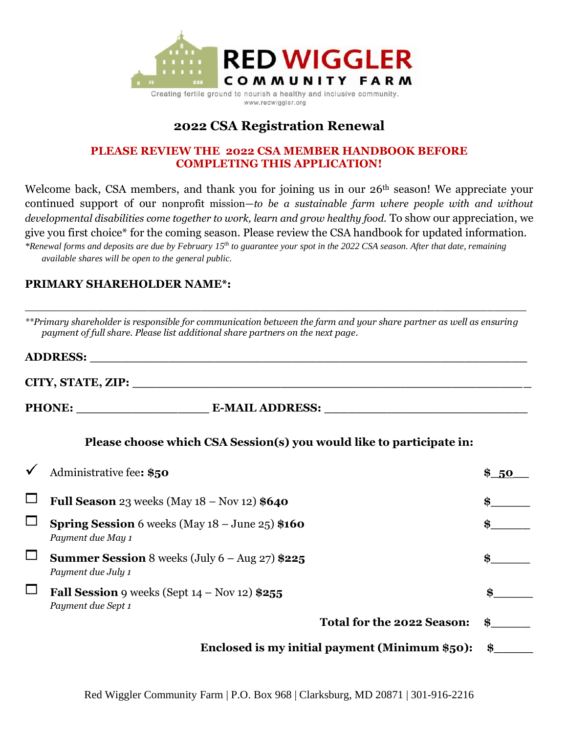**RED WIGGLER COMMUNITY FARM**

Creating fertile ground to nourish a healthy and inclusive community.
www.redwiggler.org

# 2022 CSA Registration Renewal

**PLEASE REVIEW THE 2022 CSA MEMBER HANDBOOK BEFORE COMPLETING THIS APPLICATION!**

Welcome back, CSA members, and thank you for joining us in our 26th season! We appreciate your continued support of our nonprofit mission—*to be a sustainable farm where people with and without developmental disabilities come together to work, learn and grow healthy food.* To show our appreciation, we give you first choice* for the coming season. Please review the CSA handbook for updated information.

*\*Renewal forms and deposits are due by February 15th to guarantee your spot in the 2022 CSA season. After that date, remaining available shares will be open to the general public.*

**PRIMARY SHAREHOLDER NAME\*:**

_______________________________________________________________________________

*\*\*Primary shareholder is responsible for communication between the farm and your share partner as well as ensuring payment of full share. Please list additional share partners on the next page.*

**ADDRESS:** ____________________________________________________________

**CITY, STATE, ZIP:** _______________________________________________________

**PHONE:** ____________________ **E-MAIL ADDRESS:** ______________________________

### Please choose which CSA Session(s) you would like to participate in:

- ✓ Administrative fee**: $50** — $_50__
- ☐ **Full Season** 23 weeks (May 18 – Nov 12) **$640** — $______
- ☐ **Spring Session** 6 weeks (May 18 – June 25) **$160** — $______
  *Payment due May 1*
- ☐ **Summer Session** 8 weeks (July 6 – Aug 27) **$225** — $______
  *Payment due July 1*
- ☐ **Fall Session** 9 weeks (Sept 14 – Nov 12) **$255** — $______
  *Payment due Sept 1*

**Total for the 2022 Season:** $______

**Enclosed is my initial payment (Minimum $50):** $______

Red Wiggler Community Farm | P.O. Box 968 | Clarksburg, MD 20871 | 301-916-2216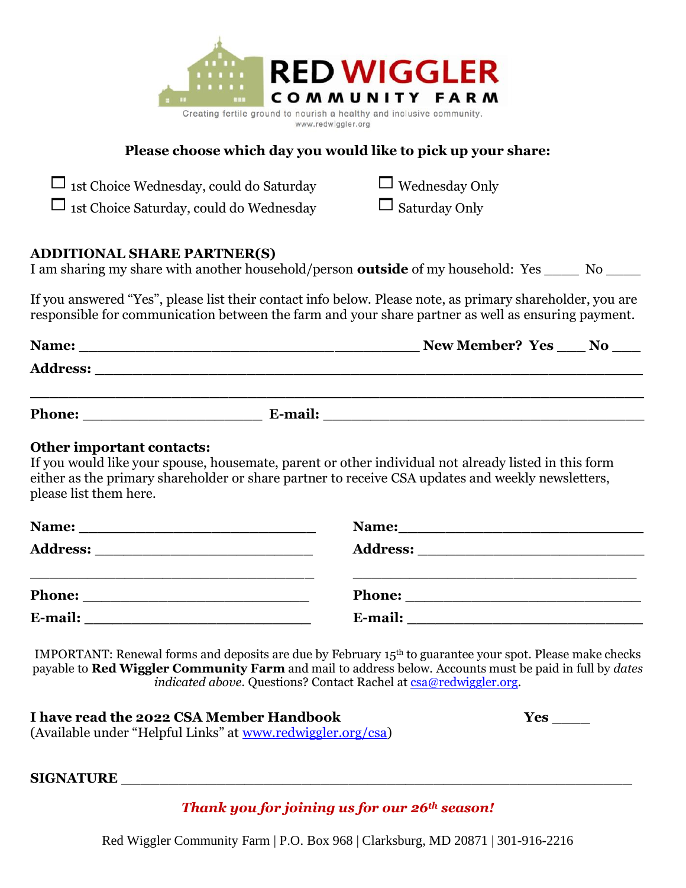RED WIGGLER COMMUNITY FARM

Creating fertile ground to nourish a healthy and inclusive community.

www.redwiggler.org

**Please choose which day you would like to pick up your share:**

☐ 1st Choice Wednesday, could do Saturday

☐ 1st Choice Saturday, could do Wednesday

☐ Wednesday Only

☐ Saturday Only

**ADDITIONAL SHARE PARTNER(S)**

I am sharing my share with another household/person **outside** of my household: Yes _____ No _____

If you answered "Yes", please list their contact info below. Please note, as primary shareholder, you are responsible for communication between the farm and your share partner as well as ensuring payment.

**Name:** ________________________________________ **New Member? Yes** ___ **No** ___

**Address:** ______________________________________________________________

______________________________________________________________________

**Phone:** ____________________ **E-mail:** _____________________________________

**Other important contacts:**

If you would like your spouse, housemate, parent or other individual not already listed in this form either as the primary shareholder or share partner to receive CSA updates and weekly newsletters, please list them here.

**Name:** ___________________________

**Address:** __________________________

_____________________________________

**Phone:** ___________________________

**E-mail:** ___________________________

**Name:** ___________________________

**Address:** __________________________

_____________________________________

**Phone:** ___________________________

**E-mail:** ___________________________

IMPORTANT: Renewal forms and deposits are due by February 15th to guarantee your spot. Please make checks payable to **Red Wiggler Community Farm** and mail to address below. Accounts must be paid in full by *dates indicated above*. Questions? Contact Rachel at csa@redwiggler.org.

**I have read the 2022 CSA Member Handbook** **Yes** _____

(Available under "Helpful Links" at www.redwiggler.org/csa)

**SIGNATURE** ____________________________________________________________

***Thank you for joining us for our 26th season!***

Red Wiggler Community Farm | P.O. Box 968 | Clarksburg, MD 20871 | 301-916-2216